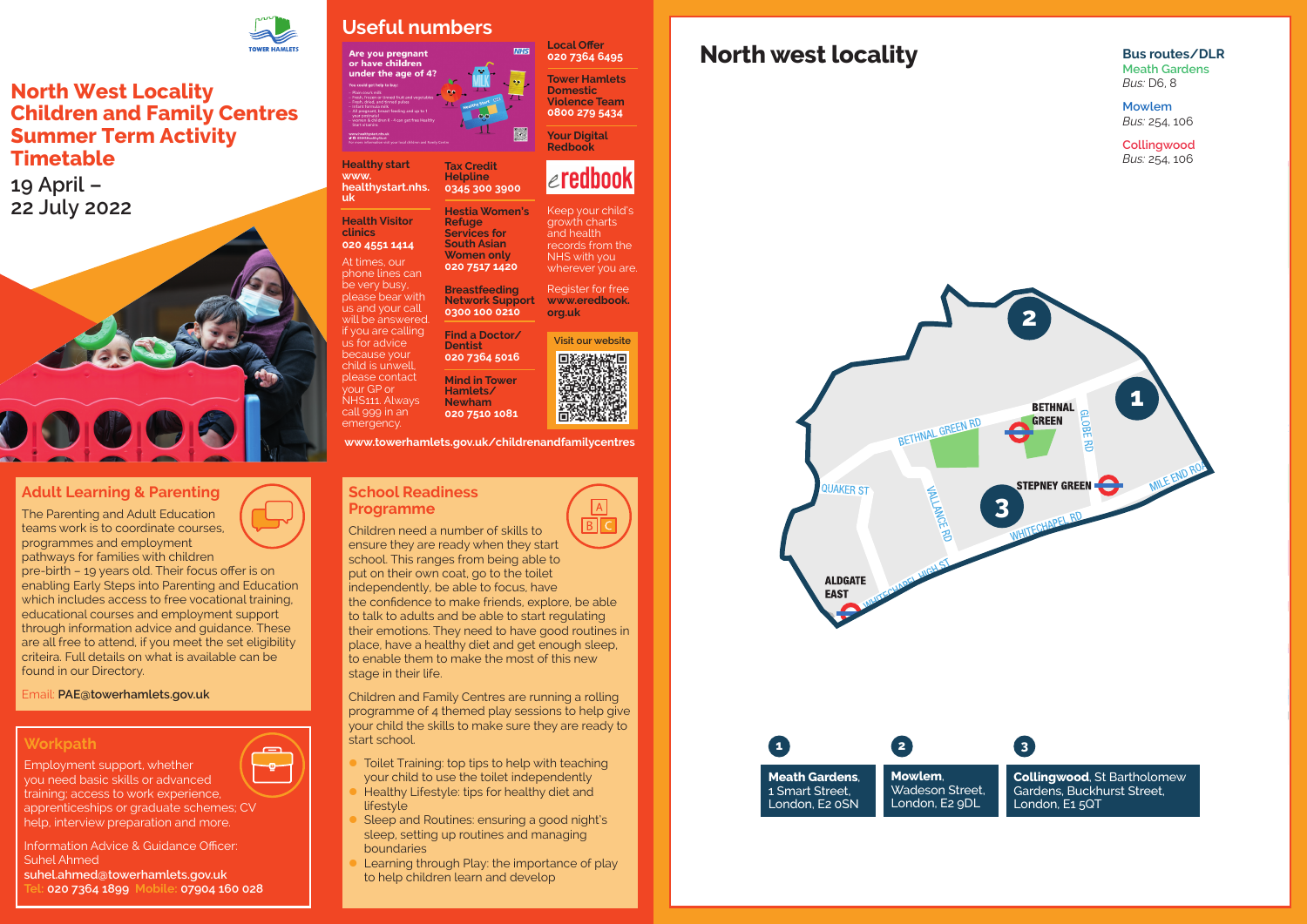# North West Locality Children and Family Centres Summer Term Activity Timetable

19 April – 22 July 2022

## Adult Learning & Parenting

The Parenting and Adult Education teams work is to coordinate courses, programmes and employment pathways for families with children pre-birth – 19 years old. Their focus offer is on enabling Early Steps into Parenting and Education which includes access to free vocational training, educational courses and employment support through information advice and guidance. These are all free to attend, if you meet the set eligibility criteira. Full details on what is available can be found in our Directory.

Email: **PAE@towerhamlets.gov.uk**

## Workpath

Employment support, whether you need basic skills or advanced training; access to work experience, apprenticeships or graduate schemes; CV help, interview preparation and more.

Information Advice & Guidance Officer: Suhel Ahmed

**suhel.ahmed@towerhamlets.gov.uk**

**Tel: 020 7364 1899 Mobile: 07904 160 028**

## Useful numbers

Are you pregnant or have children under the age of 4?

**Healthy start**
**www.healthystart.nhs.uk**

**Health Visitor clinics**
**020 4551 1414**

At times, our phone lines can be very busy, please bear with us and your call will be answered. If you are calling us for advice because your child is unwell, please contact your GP or NHS111. Always call 999 in an emergency.

**Tax Credit Helpline**
**0345 300 3900**

**Hestia Women's Refuge Services for South Asian Women only**
**020 7517 1420**

**Breastfeeding Network Support**
**0300 100 0210**

**Find a Doctor/Dentist**
**020 7364 5016**

**Mind in Tower Hamlets/Newham**
**020 7510 1081**

**Local Offer**
**020 7364 6495**

**Tower Hamlets Domestic Violence Team**
**0800 279 5434**

**Your Digital Redbook**

eredbook

Keep your child's growth charts and health records from the NHS with you wherever you are.

Register for free **www.eredbook.org.uk**

Visit our website

**www.towerhamlets.gov.uk/childrenandfamilycentres**

## School Readiness Programme

Children need a number of skills to ensure they are ready when they start school. This ranges from being able to put on their own coat, go to the toilet independently, be able to focus, have the confidence to make friends, explore, be able to talk to adults and be able to start regulating their emotions. They need to have good routines in place, have a healthy diet and get enough sleep, to enable them to make the most of this new stage in their life.

Children and Family Centres are running a rolling programme of 4 themed play sessions to help give your child the skills to make sure they are ready to start school.

- Toilet Training: top tips to help with teaching your child to use the toilet independently
- Healthy Lifestyle: tips for healthy diet and lifestyle
- Sleep and Routines: ensuring a good night's sleep, setting up routines and managing boundaries
- Learning through Play: the importance of play to help children learn and develop

# North west locality

**Bus routes/DLR**

**Meath Gardens**
*Bus:* D6, 8

**Mowlem**
*Bus:* 254, 106

**Collingwood**
*Bus:* 254, 106

**1** **Meath Gardens**, 1 Smart Street, London, E2 0SN

**2** **Mowlem**, Wadeson Street, London, E2 9DL

**3** **Collingwood**, St Bartholomew Gardens, Buckhurst Street, London, E1 5QT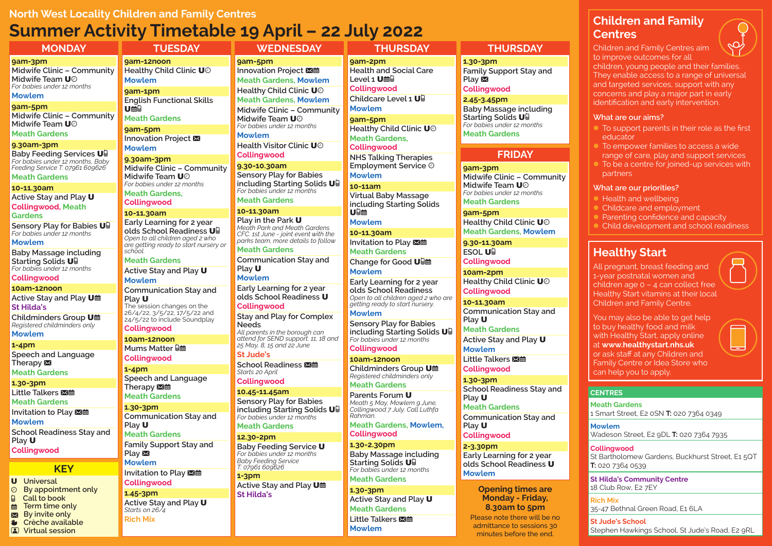# North West Locality Children and Family Centres

# Summer Activity Timetable 19 April – 22 July 2022

## MONDAY

**9am-3pm**
Midwife Clinic – Community Midwife Team **U** ⊘
*For babies under 12 months*
Mowlem

**9am-5pm**
Midwife Clinic – Community Midwife Team **U** ⊘
Meath Gardens

**9.30am-3pm**
Baby Feeding Services **U** 📱
*For babies under 12 months, Baby Feeding Service T: 07961 609626*
Meath Gardens

**10-11.30am**
Active Stay and Play **U**
Collingwood, Meath Gardens

Sensory Play for Babies **U** 📱
*For babies under 12 months*
Mowlem

Baby Massage including Starting Solids **U** 📱
*For babies under 12 months*
Collingwood

**10am-12noon**
Active Stay and Play **U** 📅
St Hilda's

Childminders Group **U** 📅
*Registered childminders only*
Mowlem

**1-4pm**
Speech and Language Therapy ✉
Meath Gardens

**1.30-3pm**
Little Talkers ✉ 📅
Meath Gardens

Invitation to Play ✉ 📅
Mowlem

School Readiness Stay and Play **U**
Collingwood

## TUESDAY

**9am-12noon**
Healthy Child Clinic **U** ⊘
Mowlem

**9am-1pm**
English Functional Skills **U** 📅 📱
Meath Gardens

**9am-5pm**
Innovation Project ✉
Mowlem

**9.30am-3pm**
Midwife Clinic – Community Midwife Team **U** ⊘
*For babies under 12 months*
Meath Gardens, Collingwood

**10-11.30am**
Early Learning for 2 year olds School Readiness **U** 📱
*Open to all children aged 2 who are getting ready to start nursery or school.*
Meath Gardens

Active Stay and Play **U**
Mowlem

Communication Stay and Play **U**
The session changes on the 26/4/22, 3/5/22, 17/5/22 and 24/5/22 to include Soundplay
Collingwood

**10am-12noon**
Mums Matter 📱 📅
Collingwood

**1-4pm**
Speech and Language Therapy ✉ 📅
Meath Gardens

**1.30-3pm**
Communication Stay and Play **U**
Meath Gardens

Family Support Stay and Play ✉
Mowlem

Invitation to Play ✉ 📅
Collingwood

**1.45-3pm**
Active Stay and Play **U**
*Starts on 26/4*
Rich Mix

## WEDNESDAY

**9am-5pm**
Innovation Project ✉ 📅
Meath Gardens, Mowlem

Healthy Child Clinic **U** ⊘
Meath Gardens, Mowlem

Midwife Clinic – Community Midwife Team **U** ⊘
*For babies under 12 months*
Mowlem

Health Visitor Clinic **U** ⊘
Collingwood

**9.30-10.30am**
Sensory Play for Babies including Starting Solids **U** 📱
*For babies under 12 months*
Meath Gardens

**10-11.30am**
Play in the Park **U**
*Meath Park and Meath Gardens CFC. 1st June - joint event with the parks team, more details to follow*
Meath Gardens

Communication Stay and Play **U**
Mowlem

Early Learning for 2 year olds School Readiness **U**
Collingwood

Stay and Play for Complex Needs
*All parents in the borough can attend for SEND support. 11, 18 and 25 May, 8, 15 and 22 June*
St Jude's

School Readiness ✉ 📅
*Starts 20 April*
Collingwood

**10.45-11.45am**
Sensory Play for Babies including Starting Solids **U** 📱
*For babies under 12 months*
Meath Gardens

**12.30-2pm**
Baby Feeding Service **U**
*For babies under 12 months*
*Baby Feeding Service T: 07961 609626*

**1-3pm**
Active Stay and Play **U** 📅
St Hilda's

## THURSDAY

**9am-2pm**
Health and Social Care Level 1 **U** 📅 📱
Collingwood

Childcare Level 1 **U** 📱
Mowlem

**9am-5pm**
Healthy Child Clinic **U** ⊘
Meath Gardens, Collingwood

NHS Talking Therapies Employment Service ⊘
Mowlem

**10-11am**
Virtual Baby Massage including Starting Solids **U** 📱 📅
Mowlem

**10-11.30am**
Invitation to Play ✉ 📅
Meath Gardens

Change for Good **U** 📱 📅
Mowlem

Early Learning for 2 year olds School Readiness
*Open to all children aged 2 who are getting ready to start nursery.*
Mowlem

Sensory Play for Babies including Starting Solids **U** 📱
*For babies under 12 months*
Collingwood

**10am-12noon**
Childminders Group **U** 📅
*Registered childminders only*
Meath Gardens

Parents Forum **U**
*Meath 5 May, Mowlem 9 June, Collingwood 7 July. Call Luthfa Rahman.*
Meath Gardens, Mowlem, Collingwood

**1.30-2.30pm**
Baby Massage including Starting Solids **U** 📱
*For babies under 12 months*
Meath Gardens

**1.30-3pm**
Active Stay and Play **U**
Meath Gardens

Little Talkers ✉ 📅
Mowlem

**1.30-3pm**
Family Support Stay and Play ✉
Collingwood

**2.45-3.45pm**
Baby Massage including Starting Solids **U** 📱
*For babies under 12 months*
Meath Gardens

## FRIDAY

**9am-3pm**
Midwife Clinic – Community Midwife Team **U** ⊘
*For babies under 12 months*
Meath Gardens

**9am-5pm**
Healthy Child Clinic **U** ⊘
Meath Gardens, Mowlem

**9.30-11.30am**
ESOL **U** 📱
Collingwood

**10am-2pm**
Healthy Child Clinic **U** ⊘
Collingwood

**10-11.30am**
Communication Stay and Play **U**
Meath Gardens

Active Stay and Play **U**
Mowlem

Little Talkers ✉ 📅
Collingwood

**1.30-3pm**
School Readiness Stay and Play **U**
Meath Gardens

Communication Stay and Play **U**
Collingwood

**2-3.30pm**
Early Learning for 2 year olds School Readiness **U**
Mowlem

**Opening times are Monday - Friday, 8.30am to 5pm**

Please note there will be no admittance to sessions 30 minutes before the end.

## KEY

- **U** Universal
- ⊘ By appointment only
- 📱 Call to book
- 📅 Term time only
- ✉ By invite only
- Crèche available
- Virtual session

## Children and Family Centres

Children and Family Centres aim to improve outcomes for all children, young people and their families. They enable access to a range of universal and targeted services, support with any concerns and play a major part in early identification and early intervention.

### What are our aims?

- To support parents in their role as the first educator
- To empower families to access a wide range of care, play and support services
- To be a centre for joined-up services with partners

### What are our priorities?

- Health and wellbeing
- Childcare and employment
- Parenting confidence and capacity
- Child development and school readiness

## Healthy Start

All pregnant, breast feeding and 1-year postnatal women and children age 0 – 4 can collect free Healthy Start vitamins at their local Children and Family Centre.

You may also be able to get help to buy healthy food and milk with Healthy Start, apply online at **www.healthystart.nhs.uk** or ask staff at any Children and Family Centre or Idea Store who can help you to apply.

## CENTRES

**Meath Gardens**
1 Smart Street, E2 0SN **T:** 020 7364 0349

**Mowlem**
Wadeson Street, E2 9DL **T:** 020 7364 7935

**Collingwood**
St Bartholomew Gardens, Buckhurst Street, E1 5QT **T:** 020 7364 0539

**St Hilda's Community Centre**
18 Club Row, E2 7EY

**Rich Mix**
35-47 Bethnal Green Road, E1 6LA

**St Jude's School**
Stephen Hawkings School, St Jude's Road, E2 9RL